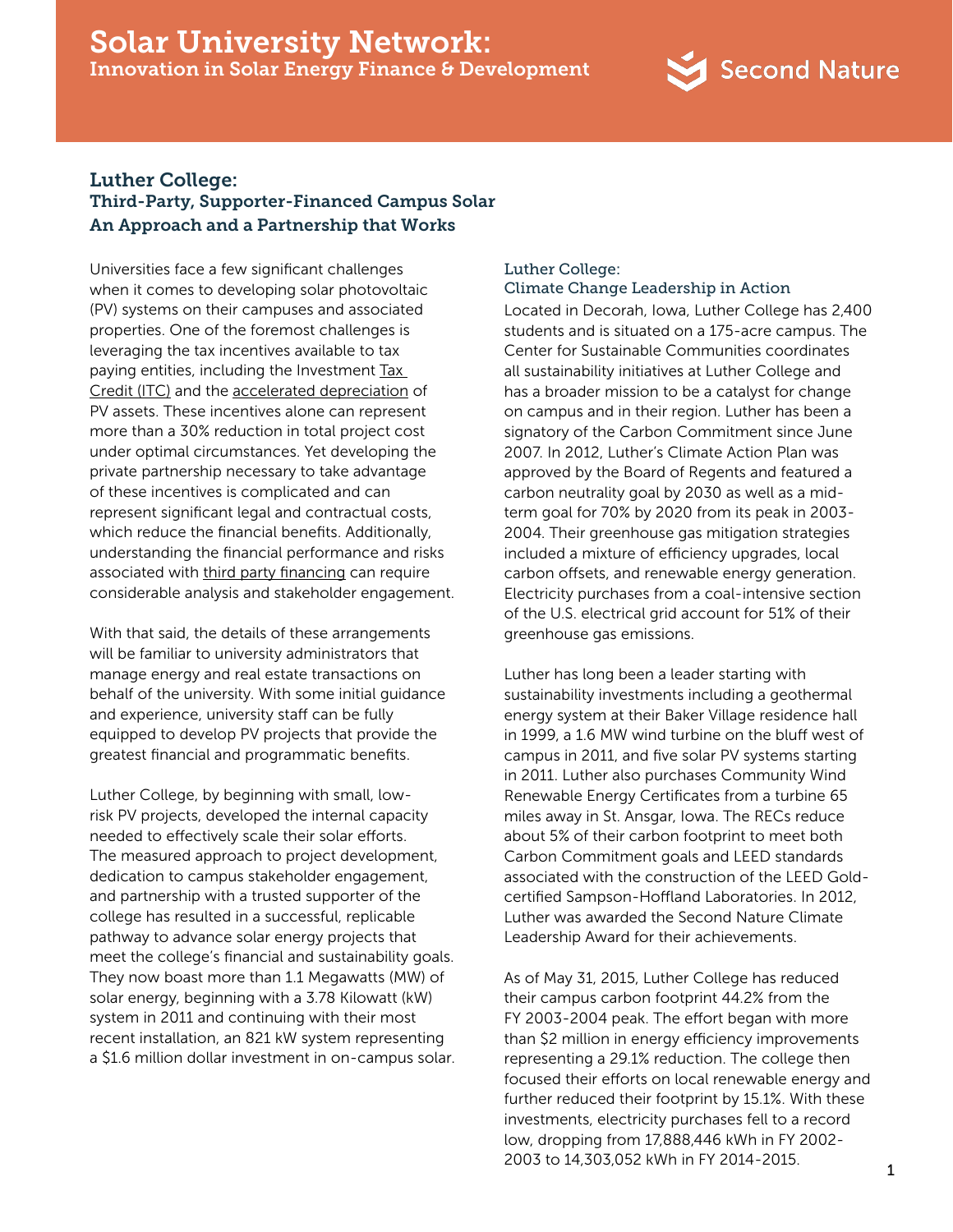# Solar University Network:
## Innovation in Solar Energy Finance & Development

Second Nature

## Luther College:
### Third-Party, Supporter-Financed Campus Solar
### An Approach and a Partnership that Works

Universities face a few significant challenges when it comes to developing solar photovoltaic (PV) systems on their campuses and associated properties. One of the foremost challenges is leveraging the tax incentives available to tax paying entities, including the Investment Tax Credit (ITC) and the accelerated depreciation of PV assets. These incentives alone can represent more than a 30% reduction in total project cost under optimal circumstances. Yet developing the private partnership necessary to take advantage of these incentives is complicated and can represent significant legal and contractual costs, which reduce the financial benefits. Additionally, understanding the financial performance and risks associated with third party financing can require considerable analysis and stakeholder engagement.

With that said, the details of these arrangements will be familiar to university administrators that manage energy and real estate transactions on behalf of the university. With some initial guidance and experience, university staff can be fully equipped to develop PV projects that provide the greatest financial and programmatic benefits.

Luther College, by beginning with small, low-risk PV projects, developed the internal capacity needed to effectively scale their solar efforts. The measured approach to project development, dedication to campus stakeholder engagement, and partnership with a trusted supporter of the college has resulted in a successful, replicable pathway to advance solar energy projects that meet the college's financial and sustainability goals. They now boast more than 1.1 Megawatts (MW) of solar energy, beginning with a 3.78 Kilowatt (kW) system in 2011 and continuing with their most recent installation, an 821 kW system representing a $1.6 million dollar investment in on-campus solar.

### Luther College:
### Climate Change Leadership in Action

Located in Decorah, Iowa, Luther College has 2,400 students and is situated on a 175-acre campus. The Center for Sustainable Communities coordinates all sustainability initiatives at Luther College and has a broader mission to be a catalyst for change on campus and in their region. Luther has been a signatory of the Carbon Commitment since June 2007. In 2012, Luther's Climate Action Plan was approved by the Board of Regents and featured a carbon neutrality goal by 2030 as well as a mid-term goal for 70% by 2020 from its peak in 2003-2004. Their greenhouse gas mitigation strategies included a mixture of efficiency upgrades, local carbon offsets, and renewable energy generation. Electricity purchases from a coal-intensive section of the U.S. electrical grid account for 51% of their greenhouse gas emissions.

Luther has long been a leader starting with sustainability investments including a geothermal energy system at their Baker Village residence hall in 1999, a 1.6 MW wind turbine on the bluff west of campus in 2011, and five solar PV systems starting in 2011. Luther also purchases Community Wind Renewable Energy Certificates from a turbine 65 miles away in St. Ansgar, Iowa. The RECs reduce about 5% of their carbon footprint to meet both Carbon Commitment goals and LEED standards associated with the construction of the LEED Gold-certified Sampson-Hoffland Laboratories. In 2012, Luther was awarded the Second Nature Climate Leadership Award for their achievements.

As of May 31, 2015, Luther College has reduced their campus carbon footprint 44.2% from the FY 2003-2004 peak. The effort began with more than $2 million in energy efficiency improvements representing a 29.1% reduction. The college then focused their efforts on local renewable energy and further reduced their footprint by 15.1%. With these investments, electricity purchases fell to a record low, dropping from 17,888,446 kWh in FY 2002-2003 to 14,303,052 kWh in FY 2014-2015.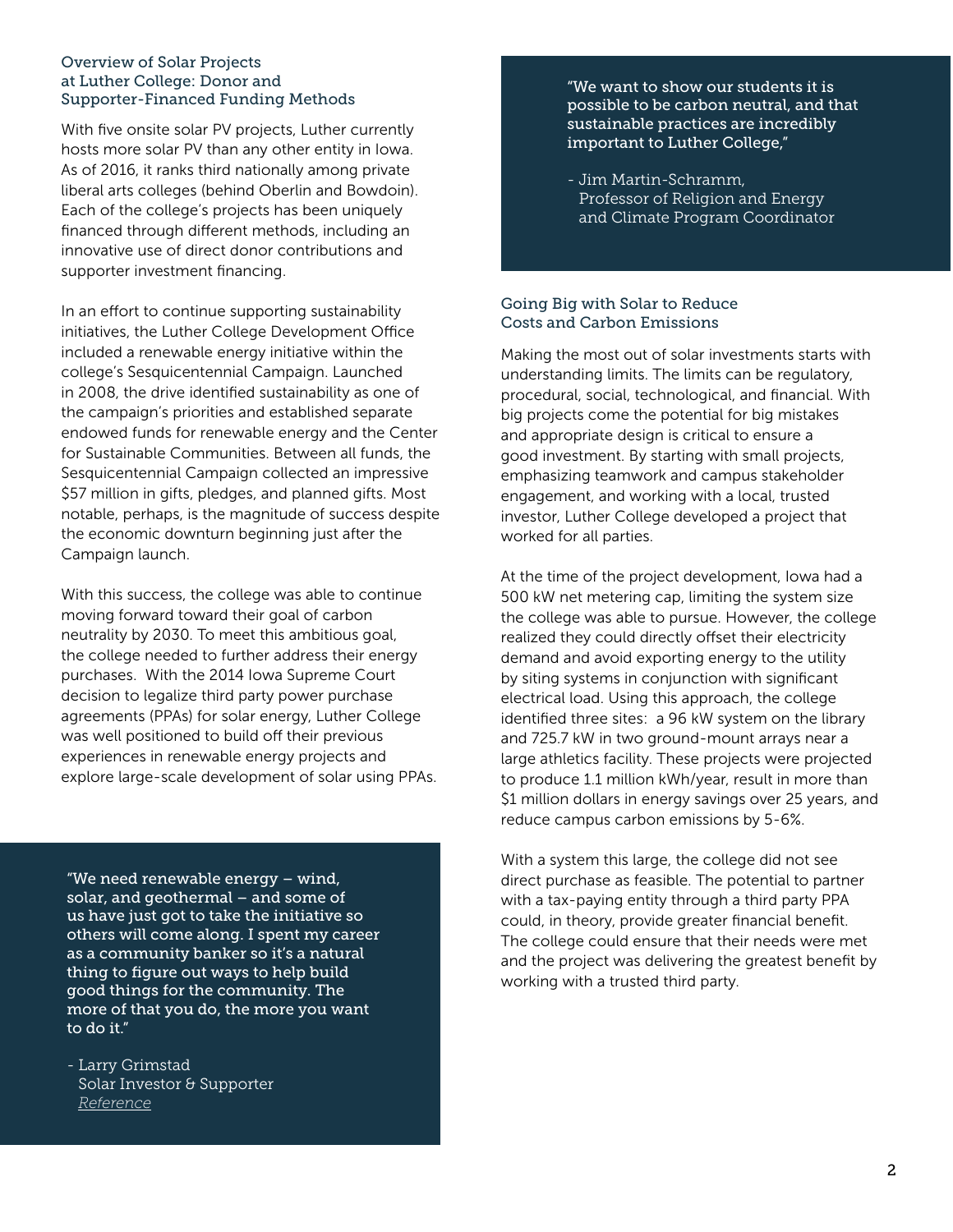### Overview of Solar Projects at Luther College: Donor and Supporter-Financed Funding Methods

With five onsite solar PV projects, Luther currently hosts more solar PV than any other entity in Iowa. As of 2016, it ranks third nationally among private liberal arts colleges (behind Oberlin and Bowdoin). Each of the college's projects has been uniquely financed through different methods, including an innovative use of direct donor contributions and supporter investment financing.

In an effort to continue supporting sustainability initiatives, the Luther College Development Office included a renewable energy initiative within the college's Sesquicentennial Campaign. Launched in 2008, the drive identified sustainability as one of the campaign's priorities and established separate endowed funds for renewable energy and the Center for Sustainable Communities. Between all funds, the Sesquicentennial Campaign collected an impressive $57 million in gifts, pledges, and planned gifts. Most notable, perhaps, is the magnitude of success despite the economic downturn beginning just after the Campaign launch.

With this success, the college was able to continue moving forward toward their goal of carbon neutrality by 2030. To meet this ambitious goal, the college needed to further address their energy purchases. With the 2014 Iowa Supreme Court decision to legalize third party power purchase agreements (PPAs) for solar energy, Luther College was well positioned to build off their previous experiences in renewable energy projects and explore large-scale development of solar using PPAs.

> "We need renewable energy – wind, solar, and geothermal – and some of us have just got to take the initiative so others will come along. I spent my career as a community banker so it's a natural thing to figure out ways to help build good things for the community. The more of that you do, the more you want to do it."
>
> - Larry Grimstad
> Solar Investor & Supporter
> *Reference*

> "We want to show our students it is possible to be carbon neutral, and that sustainable practices are incredibly important to Luther College,"
>
> - Jim Martin-Schramm,
> Professor of Religion and Energy and Climate Program Coordinator

### Going Big with Solar to Reduce Costs and Carbon Emissions

Making the most out of solar investments starts with understanding limits. The limits can be regulatory, procedural, social, technological, and financial. With big projects come the potential for big mistakes and appropriate design is critical to ensure a good investment. By starting with small projects, emphasizing teamwork and campus stakeholder engagement, and working with a local, trusted investor, Luther College developed a project that worked for all parties.

At the time of the project development, Iowa had a 500 kW net metering cap, limiting the system size the college was able to pursue. However, the college realized they could directly offset their electricity demand and avoid exporting energy to the utility by siting systems in conjunction with significant electrical load. Using this approach, the college identified three sites: a 96 kW system on the library and 725.7 kW in two ground-mount arrays near a large athletics facility. These projects were projected to produce 1.1 million kWh/year, result in more than $1 million dollars in energy savings over 25 years, and reduce campus carbon emissions by 5-6%.

With a system this large, the college did not see direct purchase as feasible. The potential to partner with a tax-paying entity through a third party PPA could, in theory, provide greater financial benefit. The college could ensure that their needs were met and the project was delivering the greatest benefit by working with a trusted third party.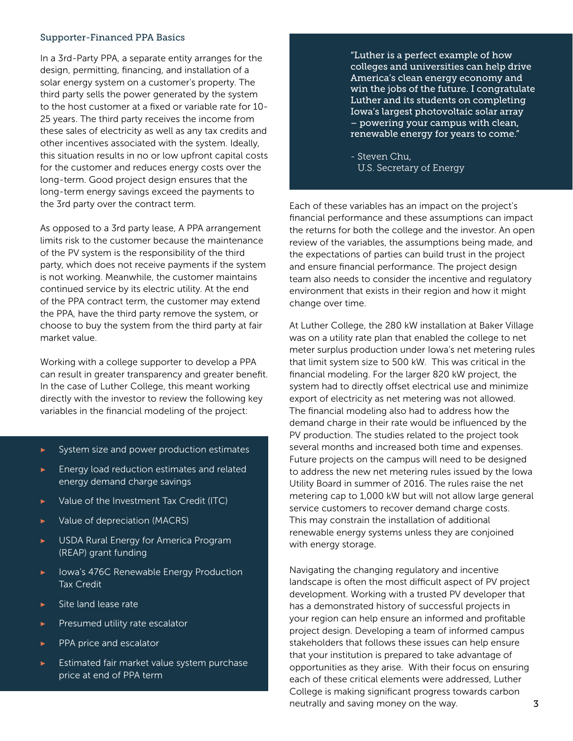### Supporter-Financed PPA Basics

In a 3rd-Party PPA, a separate entity arranges for the design, permitting, financing, and installation of a solar energy system on a customer's property. The third party sells the power generated by the system to the host customer at a fixed or variable rate for 10-25 years. The third party receives the income from these sales of electricity as well as any tax credits and other incentives associated with the system. Ideally, this situation results in no or low upfront capital costs for the customer and reduces energy costs over the long-term. Good project design ensures that the long-term energy savings exceed the payments to the 3rd party over the contract term.

As opposed to a 3rd party lease, A PPA arrangement limits risk to the customer because the maintenance of the PV system is the responsibility of the third party, which does not receive payments if the system is not working. Meanwhile, the customer maintains continued service by its electric utility. At the end of the PPA contract term, the customer may extend the PPA, have the third party remove the system, or choose to buy the system from the third party at fair market value.

Working with a college supporter to develop a PPA can result in greater transparency and greater benefit. In the case of Luther College, this meant working directly with the investor to review the following key variables in the financial modeling of the project:

- System size and power production estimates
- Energy load reduction estimates and related energy demand charge savings
- Value of the Investment Tax Credit (ITC)
- Value of depreciation (MACRS)
- USDA Rural Energy for America Program (REAP) grant funding
- Iowa's 476C Renewable Energy Production Tax Credit
- Site land lease rate
- Presumed utility rate escalator
- PPA price and escalator
- Estimated fair market value system purchase price at end of PPA term

> "Luther is a perfect example of how colleges and universities can help drive America's clean energy economy and win the jobs of the future. I congratulate Luther and its students on completing Iowa's largest photovoltaic solar array – powering your campus with clean, renewable energy for years to come."
>
> - Steven Chu, U.S. Secretary of Energy

Each of these variables has an impact on the project's financial performance and these assumptions can impact the returns for both the college and the investor. An open review of the variables, the assumptions being made, and the expectations of parties can build trust in the project and ensure financial performance. The project design team also needs to consider the incentive and regulatory environment that exists in their region and how it might change over time.

At Luther College, the 280 kW installation at Baker Village was on a utility rate plan that enabled the college to net meter surplus production under Iowa's net metering rules that limit system size to 500 kW. This was critical in the financial modeling. For the larger 820 kW project, the system had to directly offset electrical use and minimize export of electricity as net metering was not allowed. The financial modeling also had to address how the demand charge in their rate would be influenced by the PV production. The studies related to the project took several months and increased both time and expenses. Future projects on the campus will need to be designed to address the new net metering rules issued by the Iowa Utility Board in summer of 2016. The rules raise the net metering cap to 1,000 kW but will not allow large general service customers to recover demand charge costs. This may constrain the installation of additional renewable energy systems unless they are conjoined with energy storage.

Navigating the changing regulatory and incentive landscape is often the most difficult aspect of PV project development. Working with a trusted PV developer that has a demonstrated history of successful projects in your region can help ensure an informed and profitable project design. Developing a team of informed campus stakeholders that follows these issues can help ensure that your institution is prepared to take advantage of opportunities as they arise. With their focus on ensuring each of these critical elements were addressed, Luther College is making significant progress towards carbon neutrally and saving money on the way.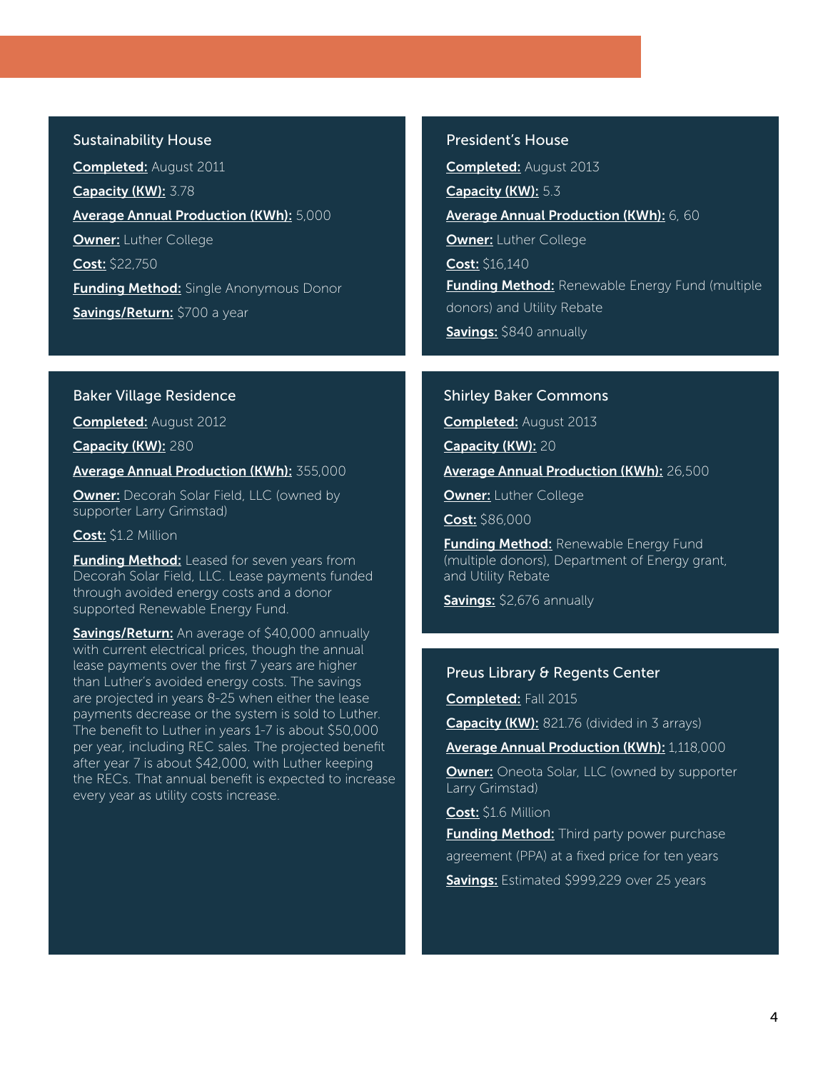### Sustainability House

**Completed:** August 2011

**Capacity (KW):** 3.78

**Average Annual Production (KWh):** 5,000

**Owner:** Luther College

**Cost:** $22,750

**Funding Method:** Single Anonymous Donor

**Savings/Return:** $700 a year

### President's House

**Completed:** August 2013

**Capacity (KW):** 5.3

**Average Annual Production (KWh):** 6, 60

**Owner:** Luther College

**Cost:** $16,140

**Funding Method:** Renewable Energy Fund (multiple donors) and Utility Rebate

**Savings:** $840 annually

### Baker Village Residence

**Completed:** August 2012

**Capacity (KW):** 280

**Average Annual Production (KWh):** 355,000

**Owner:** Decorah Solar Field, LLC (owned by supporter Larry Grimstad)

**Cost:** $1.2 Million

**Funding Method:** Leased for seven years from Decorah Solar Field, LLC. Lease payments funded through avoided energy costs and a donor supported Renewable Energy Fund.

**Savings/Return:** An average of $40,000 annually with current electrical prices, though the annual lease payments over the first 7 years are higher than Luther's avoided energy costs. The savings are projected in years 8-25 when either the lease payments decrease or the system is sold to Luther. The benefit to Luther in years 1-7 is about $50,000 per year, including REC sales. The projected benefit after year 7 is about $42,000, with Luther keeping the RECs. That annual benefit is expected to increase every year as utility costs increase.

### Shirley Baker Commons

**Completed:** August 2013

**Capacity (KW):** 20

**Average Annual Production (KWh):** 26,500

**Owner:** Luther College

**Cost:** $86,000

**Funding Method:** Renewable Energy Fund (multiple donors), Department of Energy grant, and Utility Rebate

**Savings:** $2,676 annually

### Preus Library & Regents Center

**Completed:** Fall 2015

**Capacity (KW):** 821.76 (divided in 3 arrays)

**Average Annual Production (KWh):** 1,118,000

**Owner:** Oneota Solar, LLC (owned by supporter Larry Grimstad)

**Cost:** $1.6 Million

**Funding Method:** Third party power purchase agreement (PPA) at a fixed price for ten years

**Savings:** Estimated $999,229 over 25 years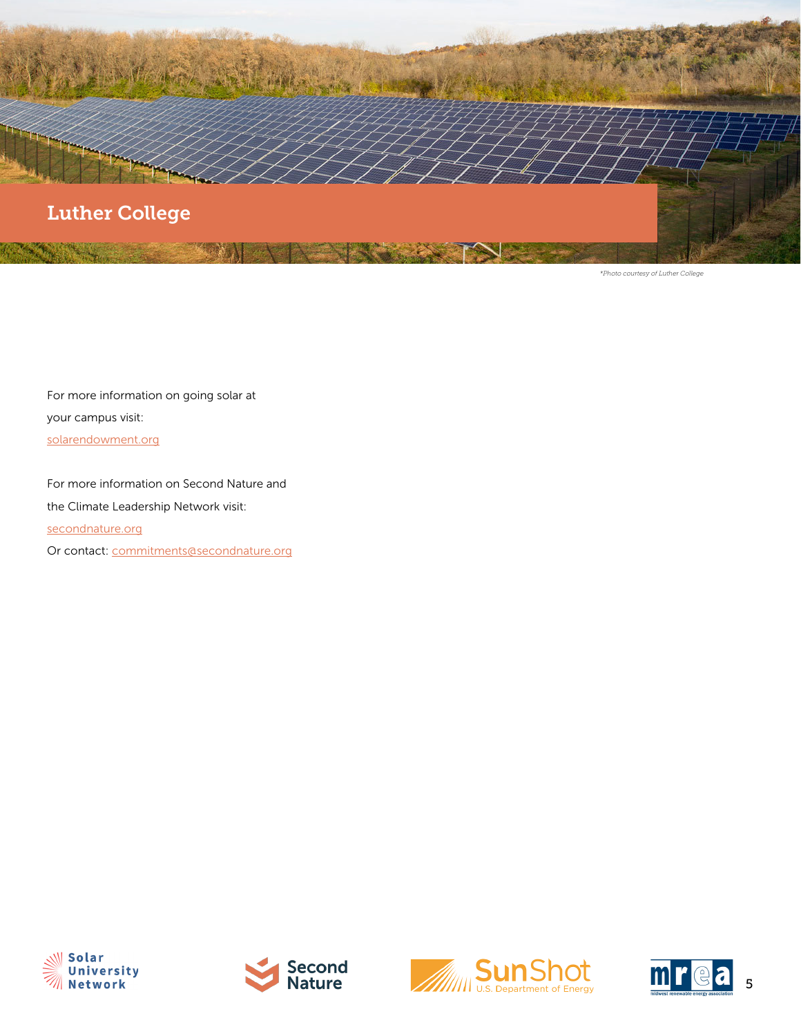## Luther College

*Photo courtesy of Luther College*

For more information on going solar at your campus visit: solarendowment.org

For more information on Second Nature and the Climate Leadership Network visit: secondnature.org

Or contact: commitments@secondnature.org